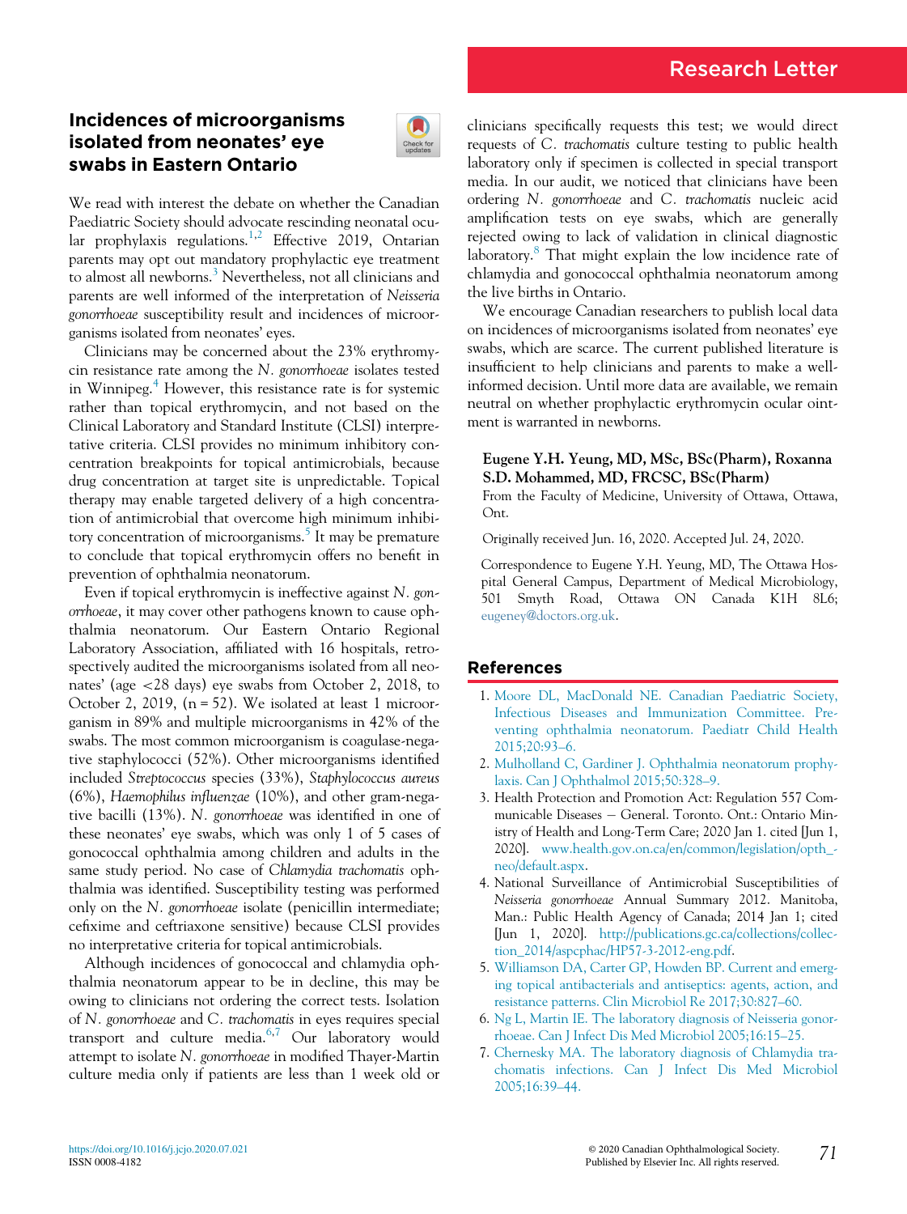Research Letter

# Incidences of microorganisms isolated from neonates' eye swabs in Eastern Ontario

We read with interest the debate on whether the Canadian Paediatric Society should advocate rescinding neonatal ocular prophylaxis regulations.[1,2] Effective 2019, Ontarian parents may opt out mandatory prophylactic eye treatment to almost all newborns.[3] Nevertheless, not all clinicians and parents are well informed of the interpretation of *Neisseria gonorrhoeae* susceptibility result and incidences of microorganisms isolated from neonates' eyes.

Clinicians may be concerned about the 23% erythromycin resistance rate among the *N. gonorrhoeae* isolates tested in Winnipeg.[4] However, this resistance rate is for systemic rather than topical erythromycin, and not based on the Clinical Laboratory and Standard Institute (CLSI) interpretative criteria. CLSI provides no minimum inhibitory concentration breakpoints for topical antimicrobials, because drug concentration at target site is unpredictable. Topical therapy may enable targeted delivery of a high concentration of antimicrobial that overcome high minimum inhibitory concentration of microorganisms.[5] It may be premature to conclude that topical erythromycin offers no benefit in prevention of ophthalmia neonatorum.

Even if topical erythromycin is ineffective against *N. gonorrhoeae*, it may cover other pathogens known to cause ophthalmia neonatorum. Our Eastern Ontario Regional Laboratory Association, affiliated with 16 hospitals, retrospectively audited the microorganisms isolated from all neonates' (age <28 days) eye swabs from October 2, 2018, to October 2, 2019, (n = 52). We isolated at least 1 microorganism in 89% and multiple microorganisms in 42% of the swabs. The most common microorganism is coagulase-negative staphylococci (52%). Other microorganisms identified included *Streptococcus* species (33%), *Staphylococcus aureus* (6%), *Haemophilus influenzae* (10%), and other gram-negative bacilli (13%). *N. gonorrhoeae* was identified in one of these neonates' eye swabs, which was only 1 of 5 cases of gonococcal ophthalmia among children and adults in the same study period. No case of *Chlamydia trachomatis* ophthalmia was identified. Susceptibility testing was performed only on the *N. gonorrhoeae* isolate (penicillin intermediate; cefixime and ceftriaxone sensitive) because CLSI provides no interpretative criteria for topical antimicrobials.

Although incidences of gonococcal and chlamydia ophthalmia neonatorum appear to be in decline, this may be owing to clinicians not ordering the correct tests. Isolation of *N. gonorrhoeae* and *C. trachomatis* in eyes requires special transport and culture media.[6,7] Our laboratory would attempt to isolate *N. gonorrhoeae* in modified Thayer-Martin culture media only if patients are less than 1 week old or clinicians specifically requests this test; we would direct requests of *C. trachomatis* culture testing to public health laboratory only if specimen is collected in special transport media. In our audit, we noticed that clinicians have been ordering *N. gonorrhoeae* and *C. trachomatis* nucleic acid amplification tests on eye swabs, which are generally rejected owing to lack of validation in clinical diagnostic laboratory.[8] That might explain the low incidence rate of chlamydia and gonococcal ophthalmia neonatorum among the live births in Ontario.

We encourage Canadian researchers to publish local data on incidences of microorganisms isolated from neonates' eye swabs, which are scarce. The current published literature is insufficient to help clinicians and parents to make a well-informed decision. Until more data are available, we remain neutral on whether prophylactic erythromycin ocular ointment is warranted in newborns.

**Eugene Y.H. Yeung, MD, MSc, BSc(Pharm), Roxanna S.D. Mohammed, MD, FRCSC, BSc(Pharm)**
From the Faculty of Medicine, University of Ottawa, Ottawa, Ont.

Originally received Jun. 16, 2020. Accepted Jul. 24, 2020.

Correspondence to Eugene Y.H. Yeung, MD, The Ottawa Hospital General Campus, Department of Medical Microbiology, 501 Smyth Road, Ottawa ON Canada K1H 8L6; eugeney@doctors.org.uk.

## References

1. Moore DL, MacDonald NE. Canadian Paediatric Society, Infectious Diseases and Immunization Committee. Preventing ophthalmia neonatorum. Paediatr Child Health 2015;20:93–6.
2. Mulholland C, Gardiner J. Ophthalmia neonatorum prophylaxis. Can J Ophthalmol 2015;50:328–9.
3. Health Protection and Promotion Act: Regulation 557 Communicable Diseases – General. Toronto. Ont.: Ontario Ministry of Health and Long-Term Care; 2020 Jan 1. cited [Jun 1, 2020]. www.health.gov.on.ca/en/common/legislation/opth_neo/default.aspx.
4. National Surveillance of Antimicrobial Susceptibilities of *Neisseria gonorrhoeae* Annual Summary 2012. Manitoba, Man.: Public Health Agency of Canada; 2014 Jan 1; cited [Jun 1, 2020]. http://publications.gc.ca/collections/collection_2014/aspcphac/HP57-3-2012-eng.pdf.
5. Williamson DA, Carter GP, Howden BP. Current and emerging topical antibacterials and antiseptics: agents, action, and resistance patterns. Clin Microbiol Re 2017;30:827–60.
6. Ng L, Martin IE. The laboratory diagnosis of Neisseria gonorrhoeae. Can J Infect Dis Med Microbiol 2005;16:15–25.
7. Chernesky MA. The laboratory diagnosis of Chlamydia trachomatis infections. Can J Infect Dis Med Microbiol 2005;16:39–44.

https://doi.org/10.1016/j.jcjo.2020.07.021
ISSN 0008-4182

© 2020 Canadian Ophthalmological Society. Published by Elsevier Inc. All rights reserved.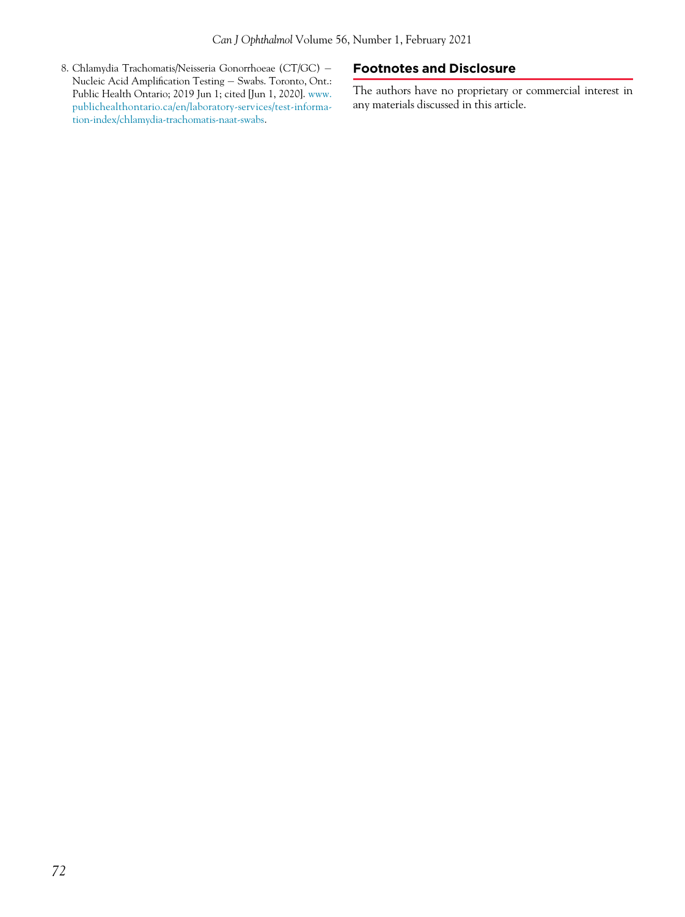8. Chlamydia Trachomatis/Neisseria Gonorrhoeae (CT/GC) – Nucleic Acid Amplification Testing – Swabs. Toronto, Ont.: Public Health Ontario; 2019 Jun 1; cited [Jun 1, 2020]. www.publichealthontario.ca/en/laboratory-services/test-information-index/chlamydia-trachomatis-naat-swabs.

## Footnotes and Disclosure

The authors have no proprietary or commercial interest in any materials discussed in this article.